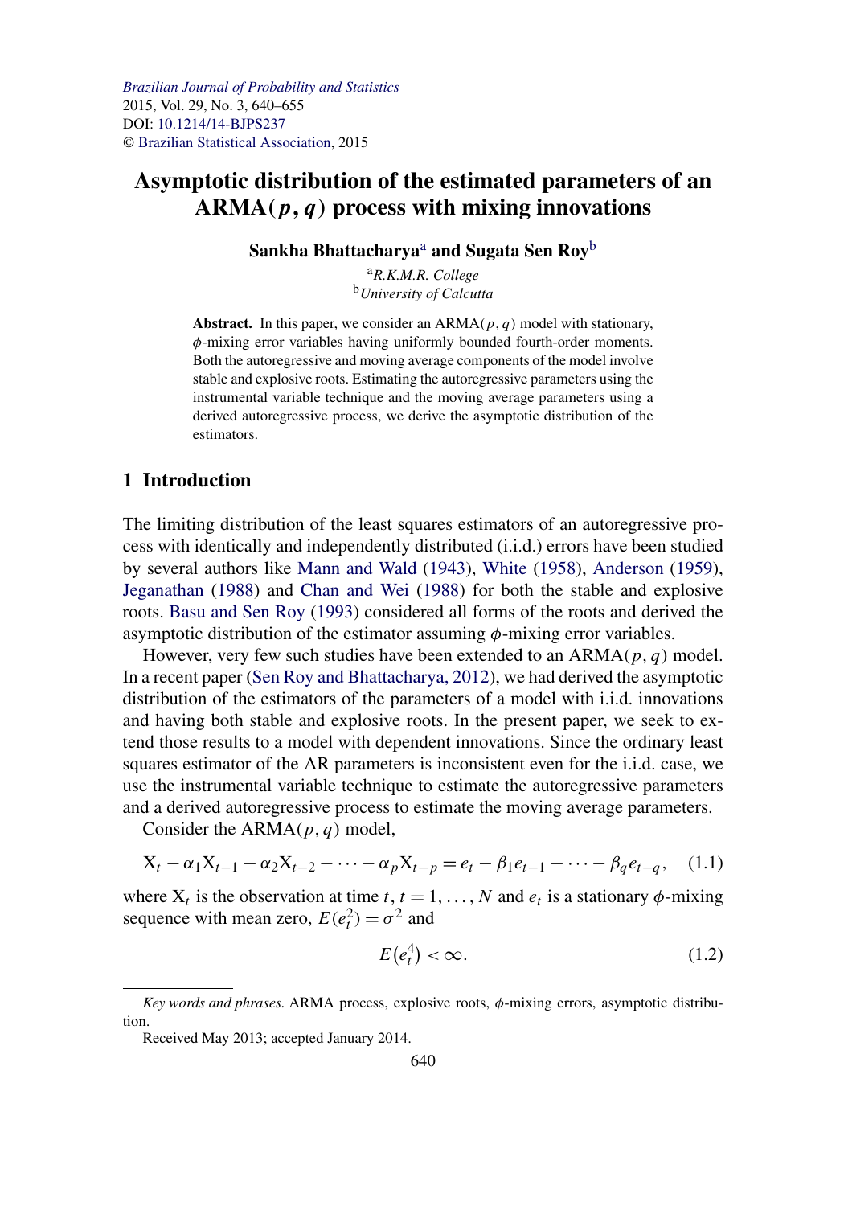*Brazilian Journal of Probability and Statistics*
2015, Vol. 29, No. 3, 640–655
DOI: 10.1214/14-BJPS237
© Brazilian Statistical Association, 2015

# Asymptotic distribution of the estimated parameters of an ARMA($p, q$) process with mixing innovations

**Sankha Bhattacharya**[a] **and Sugata Sen Roy**[b]

[a]*R.K.M.R. College*
[b]*University of Calcutta*

**Abstract.** In this paper, we consider an ARMA($p, q$) model with stationary, $\phi$-mixing error variables having uniformly bounded fourth-order moments. Both the autoregressive and moving average components of the model involve stable and explosive roots. Estimating the autoregressive parameters using the instrumental variable technique and the moving average parameters using a derived autoregressive process, we derive the asymptotic distribution of the estimators.

## 1 Introduction

The limiting distribution of the least squares estimators of an autoregressive process with identically and independently distributed (i.i.d.) errors have been studied by several authors like Mann and Wald (1943), White (1958), Anderson (1959), Jeganathan (1988) and Chan and Wei (1988) for both the stable and explosive roots. Basu and Sen Roy (1993) considered all forms of the roots and derived the asymptotic distribution of the estimator assuming $\phi$-mixing error variables.

However, very few such studies have been extended to an ARMA($p, q$) model. In a recent paper (Sen Roy and Bhattacharya, 2012), we had derived the asymptotic distribution of the estimators of the parameters of a model with i.i.d. innovations and having both stable and explosive roots. In the present paper, we seek to extend those results to a model with dependent innovations. Since the ordinary least squares estimator of the AR parameters is inconsistent even for the i.i.d. case, we use the instrumental variable technique to estimate the autoregressive parameters and a derived autoregressive process to estimate the moving average parameters.

Consider the ARMA($p, q$) model,

$$X_t - \alpha_1 X_{t-1} - \alpha_2 X_{t-2} - \cdots - \alpha_p X_{t-p} = e_t - \beta_1 e_{t-1} - \cdots - \beta_q e_{t-q}, \quad (1.1)$$

where $X_t$ is the observation at time $t$, $t = 1, \ldots, N$ and $e_t$ is a stationary $\phi$-mixing sequence with mean zero, $E(e_t^2) = \sigma^2$ and

$$E(e_t^4) < \infty. \quad (1.2)$$

*Key words and phrases.* ARMA process, explosive roots, $\phi$-mixing errors, asymptotic distribution.

Received May 2013; accepted January 2014.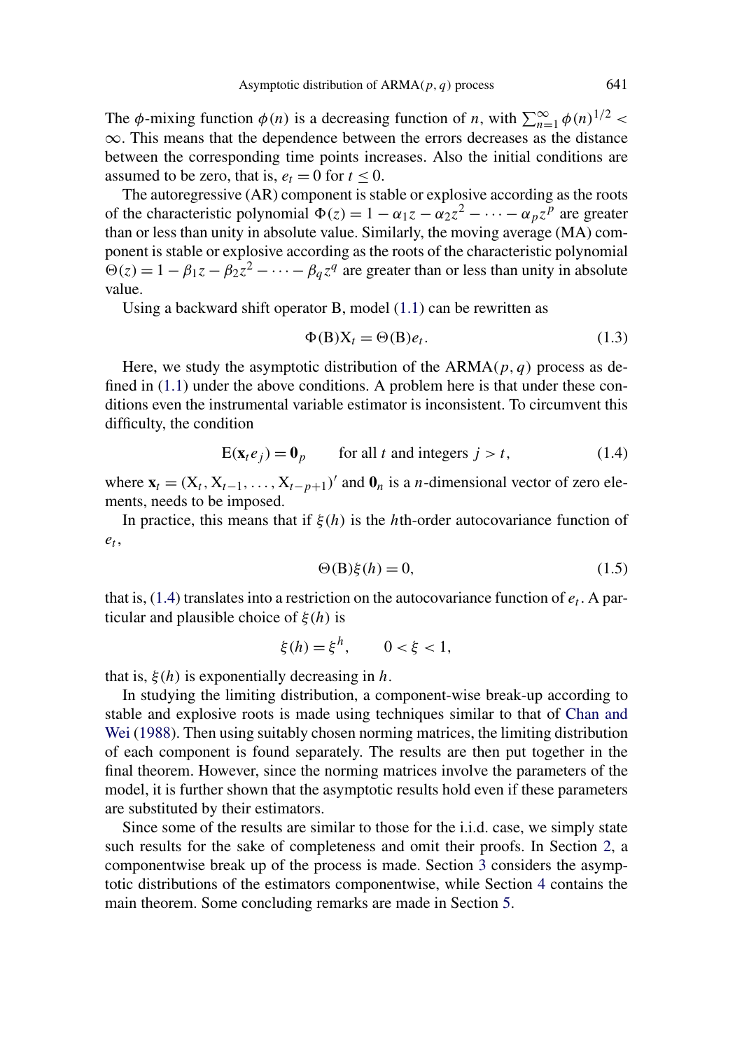The $\phi$-mixing function $\phi(n)$ is a decreasing function of $n$, with $\sum_{n=1}^{\infty} \phi(n)^{1/2} < \infty$. This means that the dependence between the errors decreases as the distance between the corresponding time points increases. Also the initial conditions are assumed to be zero, that is, $e_t = 0$ for $t \leq 0$.

The autoregressive (AR) component is stable or explosive according as the roots of the characteristic polynomial $\Phi(z) = 1 - \alpha_1 z - \alpha_2 z^2 - \cdots - \alpha_p z^p$ are greater than or less than unity in absolute value. Similarly, the moving average (MA) component is stable or explosive according as the roots of the characteristic polynomial $\Theta(z) = 1 - \beta_1 z - \beta_2 z^2 - \cdots - \beta_q z^q$ are greater than or less than unity in absolute value.

Using a backward shift operator B, model (1.1) can be rewritten as

$$\Phi(\mathrm{B})\mathrm{X}_t = \Theta(\mathrm{B})e_t. \tag{1.3}$$

Here, we study the asymptotic distribution of the ARMA$(p, q)$ process as defined in (1.1) under the above conditions. A problem here is that under these conditions even the instrumental variable estimator is inconsistent. To circumvent this difficulty, the condition

$$\mathrm{E}(\mathbf{x}_t e_j) = \mathbf{0}_p \qquad \text{for all } t \text{ and integers } j > t, \tag{1.4}$$

where $\mathbf{x}_t = (\mathrm{X}_t, \mathrm{X}_{t-1}, \ldots, \mathrm{X}_{t-p+1})'$ and $\mathbf{0}_n$ is a $n$-dimensional vector of zero elements, needs to be imposed.

In practice, this means that if $\xi(h)$ is the $h$th-order autocovariance function of $e_t$,

$$\Theta(\mathrm{B})\xi(h) = 0, \tag{1.5}$$

that is, (1.4) translates into a restriction on the autocovariance function of $e_t$. A particular and plausible choice of $\xi(h)$ is

$$\xi(h) = \xi^h, \qquad 0 < \xi < 1,$$

that is, $\xi(h)$ is exponentially decreasing in $h$.

In studying the limiting distribution, a component-wise break-up according to stable and explosive roots is made using techniques similar to that of Chan and Wei (1988). Then using suitably chosen norming matrices, the limiting distribution of each component is found separately. The results are then put together in the final theorem. However, since the norming matrices involve the parameters of the model, it is further shown that the asymptotic results hold even if these parameters are substituted by their estimators.

Since some of the results are similar to those for the i.i.d. case, we simply state such results for the sake of completeness and omit their proofs. In Section 2, a componentwise break up of the process is made. Section 3 considers the asymptotic distributions of the estimators componentwise, while Section 4 contains the main theorem. Some concluding remarks are made in Section 5.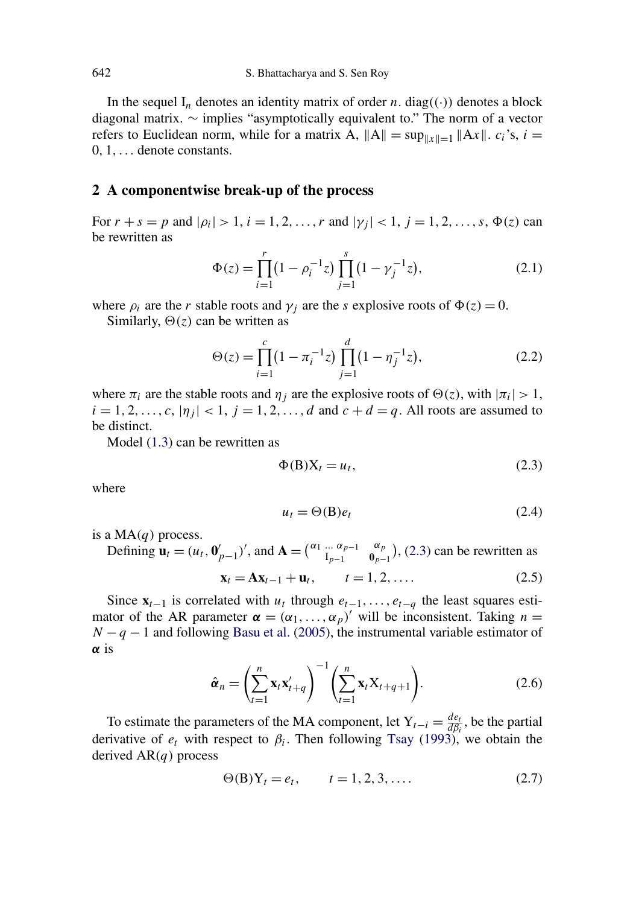In the sequel $\mathrm{I}_n$ denotes an identity matrix of order $n$. diag$((\cdot))$ denotes a block diagonal matrix. $\sim$ implies "asymptotically equivalent to." The norm of a vector refers to Euclidean norm, while for a matrix A, $\|\mathrm{A}\| = \sup_{\|x\|=1} \|\mathrm{A}x\|$. $c_i$'s, $i = 0, 1, \ldots$ denote constants.

## 2 A componentwise break-up of the process

For $r + s = p$ and $|\rho_i| > 1$, $i = 1, 2, \ldots, r$ and $|\gamma_j| < 1$, $j = 1, 2, \ldots, s$, $\Phi(z)$ can be rewritten as

$$\Phi(z) = \prod_{i=1}^{r} \left(1 - \rho_i^{-1} z\right) \prod_{j=1}^{s} \left(1 - \gamma_j^{-1} z\right), \tag{2.1}$$

where $\rho_i$ are the $r$ stable roots and $\gamma_j$ are the $s$ explosive roots of $\Phi(z) = 0$.

Similarly, $\Theta(z)$ can be written as

$$\Theta(z) = \prod_{i=1}^{c} \left(1 - \pi_i^{-1} z\right) \prod_{j=1}^{d} \left(1 - \eta_j^{-1} z\right), \tag{2.2}$$

where $\pi_i$ are the stable roots and $\eta_j$ are the explosive roots of $\Theta(z)$, with $|\pi_i| > 1$, $i = 1, 2, \ldots, c$, $|\eta_j| < 1$, $j = 1, 2, \ldots, d$ and $c + d = q$. All roots are assumed to be distinct.

Model (1.3) can be rewritten as

$$\Phi(\mathrm{B})\mathrm{X}_t = u_t, \tag{2.3}$$

where

$$u_t = \Theta(\mathrm{B}) e_t \tag{2.4}$$

is a MA($q$) process.

Defining $\mathbf{u}_t = (u_t, \mathbf{0}'_{p-1})'$, and $\mathbf{A} = \begin{pmatrix} \alpha_1 \ \ldots \ \alpha_{p-1} & \alpha_p \\ \mathrm{I}_{p-1} & \mathbf{0}_{p-1} \end{pmatrix}$, (2.3) can be rewritten as

$$\mathbf{x}_t = \mathbf{A}\mathbf{x}_{t-1} + \mathbf{u}_t, \qquad t = 1, 2, \ldots. \tag{2.5}$$

Since $\mathbf{x}_{t-1}$ is correlated with $u_t$ through $e_{t-1}, \ldots, e_{t-q}$ the least squares estimator of the AR parameter $\boldsymbol{\alpha} = (\alpha_1, \ldots, \alpha_p)'$ will be inconsistent. Taking $n = N - q - 1$ and following Basu et al. (2005), the instrumental variable estimator of $\boldsymbol{\alpha}$ is

$$\hat{\boldsymbol{\alpha}}_n = \left( \sum_{t=1}^{n} \mathbf{x}_t \mathbf{x}'_{t+q} \right)^{-1} \left( \sum_{t=1}^{n} \mathbf{x}_t \mathrm{X}_{t+q+1} \right). \tag{2.6}$$

To estimate the parameters of the MA component, let $\mathrm{Y}_{t-i} = \frac{de_t}{d\beta_i}$, be the partial derivative of $e_t$ with respect to $\beta_i$. Then following Tsay (1993), we obtain the derived AR($q$) process

$$\Theta(\mathrm{B})\mathrm{Y}_t = e_t, \qquad t = 1, 2, 3, \ldots. \tag{2.7}$$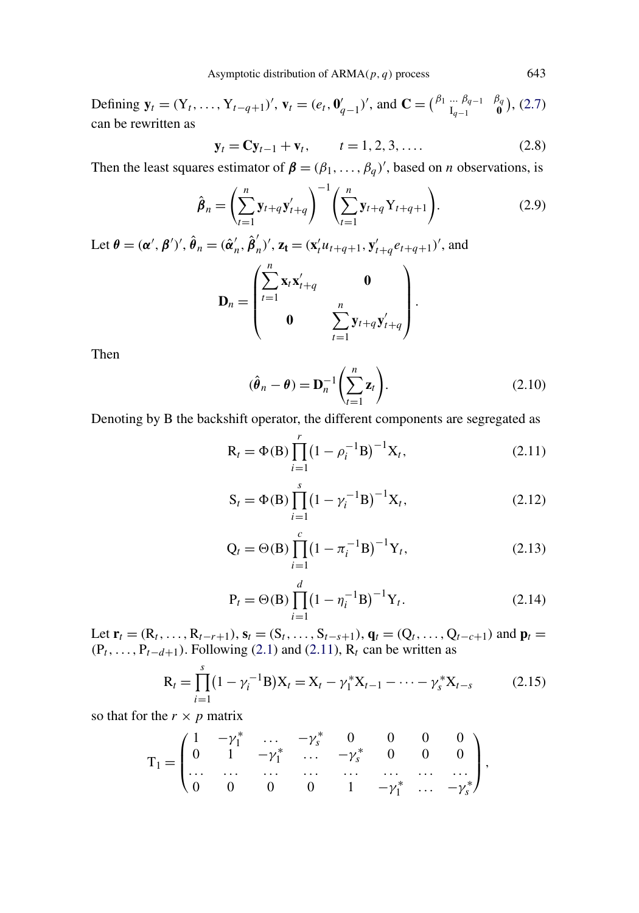Defining $\mathbf{y}_t = (\mathrm{Y}_t, \ldots, \mathrm{Y}_{t-q+1})'$, $\mathbf{v}_t = (e_t, \mathbf{0}'_{q-1})'$, and $\mathbf{C} = \begin{pmatrix} \beta_1 \ldots \beta_{q-1} & \beta_q \\ \mathrm{I}_{q-1} & \mathbf{0} \end{pmatrix}$, (2.7) can be rewritten as

$$\mathbf{y}_t = \mathbf{C}\mathbf{y}_{t-1} + \mathbf{v}_t, \qquad t = 1, 2, 3, \ldots. \tag{2.8}$$

Then the least squares estimator of $\boldsymbol{\beta} = (\beta_1, \ldots, \beta_q)'$, based on $n$ observations, is

$$\hat{\boldsymbol{\beta}}_n = \left(\sum_{t=1}^{n} \mathbf{y}_{t+q}\mathbf{y}'_{t+q}\right)^{-1} \left(\sum_{t=1}^{n} \mathbf{y}_{t+q}\mathrm{Y}_{t+q+1}\right). \tag{2.9}$$

Let $\boldsymbol{\theta} = (\boldsymbol{\alpha}', \boldsymbol{\beta}')'$, $\hat{\boldsymbol{\theta}}_n = (\hat{\boldsymbol{\alpha}}'_n, \hat{\boldsymbol{\beta}}'_n)'$, $\mathbf{z_t} = (\mathbf{x}'_t u_{t+q+1}, \mathbf{y}'_{t+q} e_{t+q+1})'$, and

$$\mathbf{D}_n = \begin{pmatrix} \sum_{t=1}^{n} \mathbf{x}_t\mathbf{x}'_{t+q} & \mathbf{0} \\ \mathbf{0} & \sum_{t=1}^{n} \mathbf{y}_{t+q}\mathbf{y}'_{t+q} \end{pmatrix}.$$

Then

$$(\hat{\boldsymbol{\theta}}_n - \boldsymbol{\theta}) = \mathbf{D}_n^{-1}\left(\sum_{t=1}^{n} \mathbf{z}_t\right). \tag{2.10}$$

Denoting by B the backshift operator, the different components are segregated as

$$\mathrm{R}_t = \Phi(\mathrm{B}) \prod_{i=1}^{r} \left(1 - \rho_i^{-1}\mathrm{B}\right)^{-1} \mathrm{X}_t, \tag{2.11}$$

$$\mathrm{S}_t = \Phi(\mathrm{B}) \prod_{i=1}^{s} \left(1 - \gamma_i^{-1}\mathrm{B}\right)^{-1} \mathrm{X}_t, \tag{2.12}$$

$$\mathrm{Q}_t = \Theta(\mathrm{B}) \prod_{i=1}^{c} \left(1 - \pi_i^{-1}\mathrm{B}\right)^{-1} \mathrm{Y}_t, \tag{2.13}$$

$$\mathrm{P}_t = \Theta(\mathrm{B}) \prod_{i=1}^{d} \left(1 - \eta_i^{-1}\mathrm{B}\right)^{-1} \mathrm{Y}_t. \tag{2.14}$$

Let $\mathbf{r}_t = (\mathrm{R}_t, \ldots, \mathrm{R}_{t-r+1})$, $\mathbf{s}_t = (\mathrm{S}_t, \ldots, \mathrm{S}_{t-s+1})$, $\mathbf{q}_t = (\mathrm{Q}_t, \ldots, \mathrm{Q}_{t-c+1})$ and $\mathbf{p}_t = (\mathrm{P}_t, \ldots, \mathrm{P}_{t-d+1})$. Following (2.1) and (2.11), $\mathrm{R}_t$ can be written as

$$\mathrm{R}_t = \prod_{i=1}^{s} \left(1 - \gamma_i^{-1}\mathrm{B}\right)\mathrm{X}_t = \mathrm{X}_t - \gamma_1^*\mathrm{X}_{t-1} - \cdots - \gamma_s^*\mathrm{X}_{t-s} \tag{2.15}$$

so that for the $r \times p$ matrix

$$\mathrm{T}_1 = \begin{pmatrix} 1 & -\gamma_1^* & \ldots & -\gamma_s^* & 0 & 0 & 0 & 0 \\ 0 & 1 & -\gamma_1^* & \ldots & -\gamma_s^* & 0 & 0 & 0 \\ \ldots & \ldots & \ldots & \ldots & \ldots & \ldots & \ldots & \ldots \\ 0 & 0 & 0 & 0 & 1 & -\gamma_1^* & \ldots & -\gamma_s^* \end{pmatrix},$$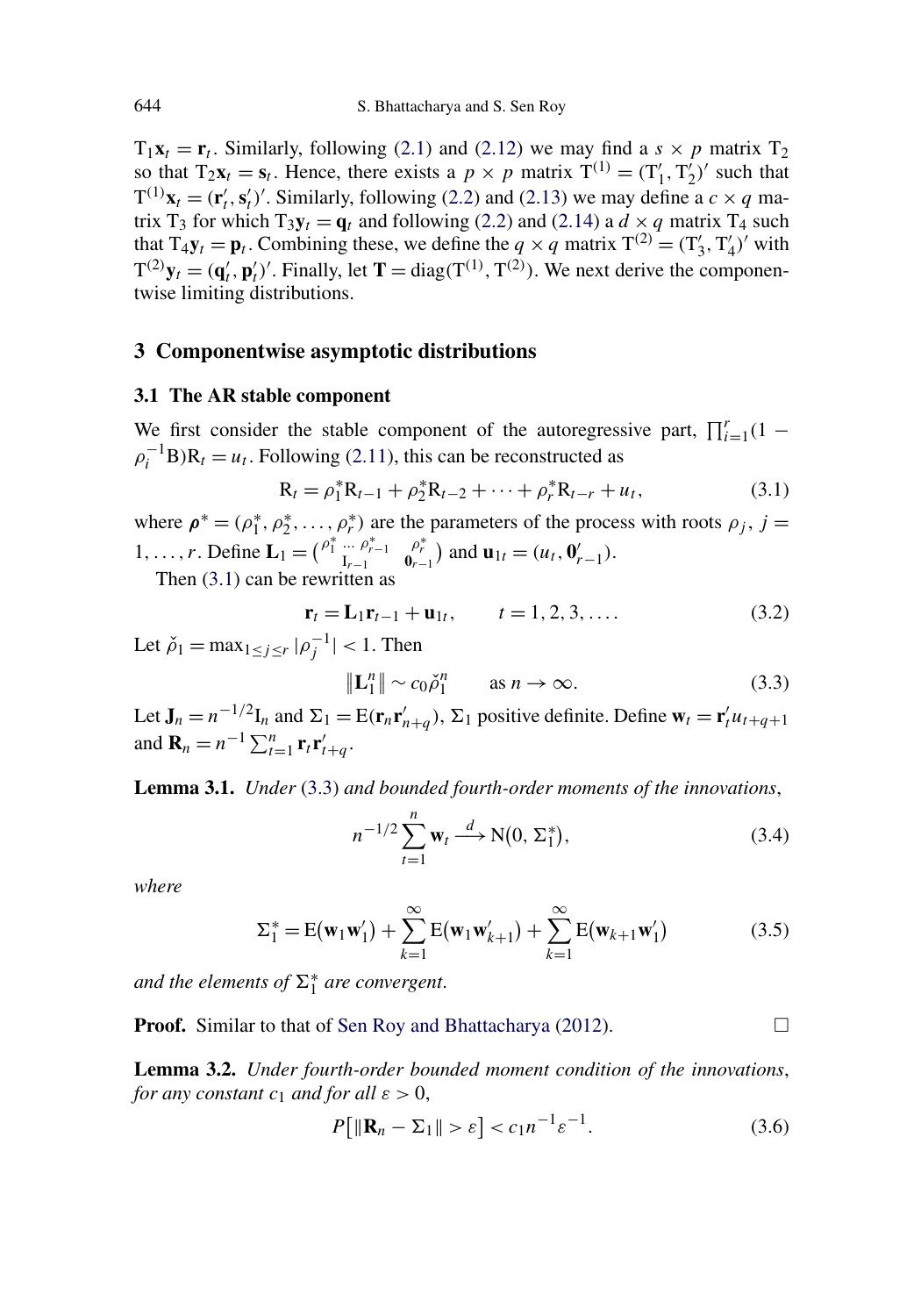$T_1\mathbf{x}_t = \mathbf{r}_t$. Similarly, following (2.1) and (2.12) we may find a $s \times p$ matrix $T_2$ so that $T_2\mathbf{x}_t = \mathbf{s}_t$. Hence, there exists a $p \times p$ matrix $T^{(1)} = (T_1', T_2')'$ such that $T^{(1)}\mathbf{x}_t = (\mathbf{r}_t', \mathbf{s}_t')'$. Similarly, following (2.2) and (2.13) we may define a $c \times q$ matrix $T_3$ for which $T_3\mathbf{y}_t = \mathbf{q}_t$ and following (2.2) and (2.14) a $d \times q$ matrix $T_4$ such that $T_4\mathbf{y}_t = \mathbf{p}_t$. Combining these, we define the $q \times q$ matrix $T^{(2)} = (T_3', T_4')'$ with $T^{(2)}\mathbf{y}_t = (\mathbf{q}_t', \mathbf{p}_t')'$. Finally, let $\mathbf{T} = \text{diag}(T^{(1)}, T^{(2)})$. We next derive the componentwise limiting distributions.

## 3 Componentwise asymptotic distributions

### 3.1 The AR stable component

We first consider the stable component of the autoregressive part, $\prod_{i=1}^{r}(1 - \rho_i^{-1}B)R_t = u_t$. Following (2.11), this can be reconstructed as

$$R_t = \rho_1^* R_{t-1} + \rho_2^* R_{t-2} + \cdots + \rho_r^* R_{t-r} + u_t, \tag{3.1}$$

where $\boldsymbol{\rho}^* = (\rho_1^*, \rho_2^*, \ldots, \rho_r^*)$ are the parameters of the process with roots $\rho_j$, $j = 1, \ldots, r$. Define $\mathbf{L}_1 = \begin{pmatrix} \rho_1^* \ \cdots \ \rho_{r-1}^* & \rho_r^* \\ \mathbf{I}_{r-1} & \mathbf{0}_{r-1} \end{pmatrix}$ and $\mathbf{u}_{1t} = (u_t, \mathbf{0}_{r-1}')$.

Then (3.1) can be rewritten as

$$\mathbf{r}_t = \mathbf{L}_1\mathbf{r}_{t-1} + \mathbf{u}_{1t}, \qquad t = 1, 2, 3, \ldots. \tag{3.2}$$

Let $\check{\rho}_1 = \max_{1\le j\le r} |\rho_j^{-1}| < 1$. Then

$$\|\mathbf{L}_1^n\| \sim c_0 \check{\rho}_1^n \qquad \text{as } n \to \infty. \tag{3.3}$$

Let $\mathbf{J}_n = n^{-1/2}\mathrm{I}_n$ and $\Sigma_1 = \mathrm{E}(\mathbf{r}_n\mathbf{r}_{n+q}')$, $\Sigma_1$ positive definite. Define $\mathbf{w}_t = \mathbf{r}_t' u_{t+q+1}$ and $\mathbf{R}_n = n^{-1}\sum_{t=1}^{n}\mathbf{r}_t\mathbf{r}_{t+q}'$.

**Lemma 3.1.** *Under* (3.3) *and bounded fourth-order moments of the innovations*,

$$n^{-1/2}\sum_{t=1}^{n}\mathbf{w}_t \xrightarrow{d} \mathrm{N}(0, \Sigma_1^*), \tag{3.4}$$

*where*

$$\Sigma_1^* = \mathrm{E}(\mathbf{w}_1\mathbf{w}_1') + \sum_{k=1}^{\infty}\mathrm{E}(\mathbf{w}_1\mathbf{w}_{k+1}') + \sum_{k=1}^{\infty}\mathrm{E}(\mathbf{w}_{k+1}\mathbf{w}_1') \tag{3.5}$$

*and the elements of $\Sigma_1^*$ are convergent.*

**Proof.** Similar to that of Sen Roy and Bhattacharya (2012). □

**Lemma 3.2.** *Under fourth-order bounded moment condition of the innovations, for any constant $c_1$ and for all $\varepsilon > 0$,*

$$P[\|\mathbf{R}_n - \Sigma_1\| > \varepsilon] < c_1 n^{-1}\varepsilon^{-1}. \tag{3.6}$$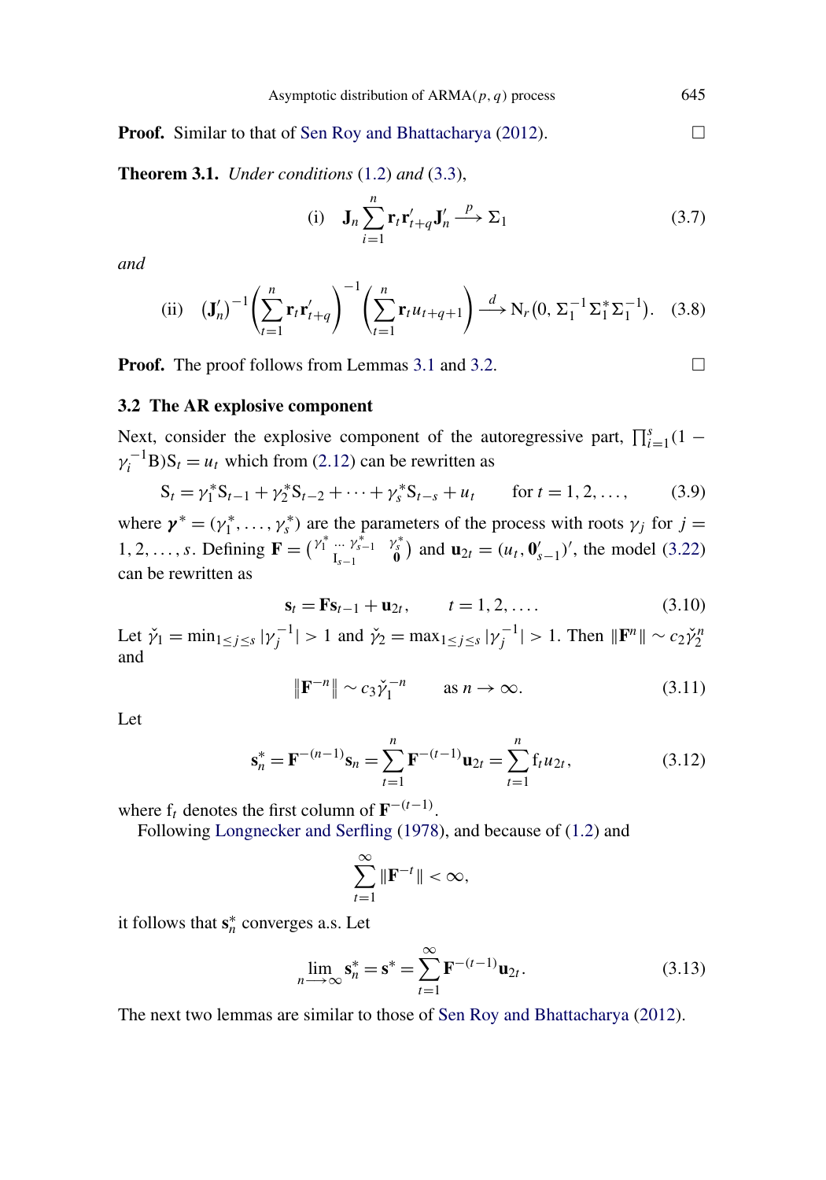**Proof.** Similar to that of Sen Roy and Bhattacharya (2012). □

**Theorem 3.1.** *Under conditions* (1.2) *and* (3.3),

$$\text{(i)} \quad \mathbf{J}_n \sum_{i=1}^{n} \mathbf{r}_t \mathbf{r}'_{t+q} \mathbf{J}'_n \xrightarrow{p} \Sigma_1 \tag{3.7}$$

*and*

$$\text{(ii)} \quad (\mathbf{J}'_n)^{-1} \left( \sum_{t=1}^{n} \mathbf{r}_t \mathbf{r}'_{t+q} \right)^{-1} \left( \sum_{t=1}^{n} \mathbf{r}_t u_{t+q+1} \right) \xrightarrow{d} \mathrm{N}_r\left(0,\, \Sigma_1^{-1} \Sigma_1^{*} \Sigma_1^{-1}\right). \tag{3.8}$$

**Proof.** The proof follows from Lemmas 3.1 and 3.2. □

### 3.2 The AR explosive component

Next, consider the explosive component of the autoregressive part, $\prod_{i=1}^{s}(1 - \gamma_i^{-1}\mathrm{B})\mathrm{S}_t = u_t$ which from (2.12) can be rewritten as

$$\mathrm{S}_t = \gamma_1^{*}\mathrm{S}_{t-1} + \gamma_2^{*}\mathrm{S}_{t-2} + \cdots + \gamma_s^{*}\mathrm{S}_{t-s} + u_t \qquad \text{for } t = 1, 2, \ldots, \tag{3.9}$$

where $\boldsymbol{\gamma}^{*} = (\gamma_1^{*}, \ldots, \gamma_s^{*})$ are the parameters of the process with roots $\gamma_j$ for $j = 1, 2, \ldots, s$. Defining $\mathbf{F} = \begin{pmatrix} \gamma_1^{*} \cdots \gamma_{s-1}^{*} & \gamma_s^{*} \\ \mathrm{I}_{s-1} & \mathbf{0} \end{pmatrix}$ and $\mathbf{u}_{2t} = (u_t, \mathbf{0}'_{s-1})'$, the model (3.22) can be rewritten as

$$\mathbf{s}_t = \mathbf{F}\mathbf{s}_{t-1} + \mathbf{u}_{2t}, \qquad t = 1, 2, \ldots. \tag{3.10}$$

Let $\check{\gamma}_1 = \min_{1 \le j \le s} |\gamma_j^{-1}| > 1$ and $\check{\gamma}_2 = \max_{1 \le j \le s} |\gamma_j^{-1}| > 1$. Then $\|\mathbf{F}^n\| \sim c_2 \check{\gamma}_2^{n}$ and

$$\left\|\mathbf{F}^{-n}\right\| \sim c_3 \check{\gamma}_1^{-n} \qquad \text{as } n \to \infty. \tag{3.11}$$

Let

$$\mathbf{s}_n^{*} = \mathbf{F}^{-(n-1)}\mathbf{s}_n = \sum_{t=1}^{n} \mathbf{F}^{-(t-1)}\mathbf{u}_{2t} = \sum_{t=1}^{n} \mathrm{f}_t u_{2t}, \tag{3.12}$$

where $\mathrm{f}_t$ denotes the first column of $\mathbf{F}^{-(t-1)}$.

Following Longnecker and Serfling (1978), and because of (1.2) and

$$\sum_{t=1}^{\infty} \|\mathbf{F}^{-t}\| < \infty,$$

it follows that $\mathbf{s}_n^{*}$ converges a.s. Let

$$\lim_{n \longrightarrow \infty} \mathbf{s}_n^{*} = \mathbf{s}^{*} = \sum_{t=1}^{\infty} \mathbf{F}^{-(t-1)}\mathbf{u}_{2t}. \tag{3.13}$$

The next two lemmas are similar to those of Sen Roy and Bhattacharya (2012).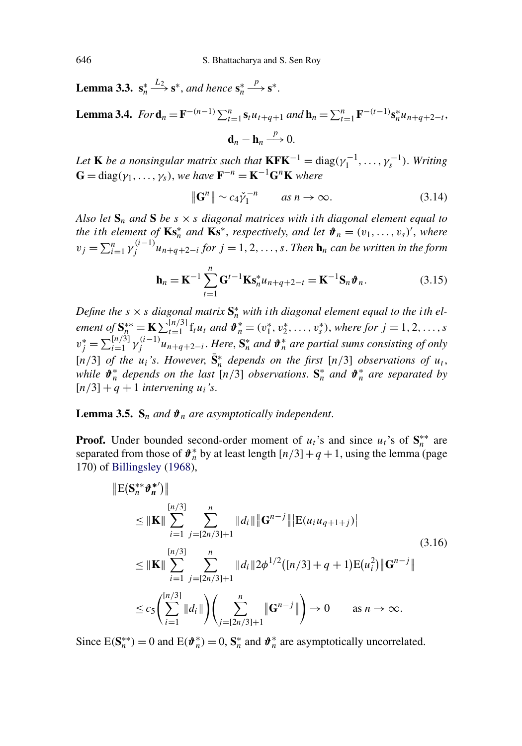**Lemma 3.3.** $\mathbf{s}_n^* \xrightarrow{L_2} \mathbf{s}^*$, *and hence* $\mathbf{s}_n^* \xrightarrow{p} \mathbf{s}^*$.

**Lemma 3.4.** *For* $\mathbf{d}_n = \mathbf{F}^{-(n-1)} \sum_{t=1}^{n} \mathbf{s}_t u_{t+q+1}$ *and* $\mathbf{h}_n = \sum_{t=1}^{n} \mathbf{F}^{-(t-1)} \mathbf{s}_n^* u_{n+q+2-t}$,

$$\mathbf{d}_n - \mathbf{h}_n \xrightarrow{p} 0.$$

*Let* $\mathbf{K}$ *be a nonsingular matrix such that* $\mathbf{K}\mathbf{F}\mathbf{K}^{-1} = \operatorname{diag}(\gamma_1^{-1}, \ldots, \gamma_s^{-1})$. *Writing* $\mathbf{G} = \operatorname{diag}(\gamma_1, \ldots, \gamma_s)$, *we have* $\mathbf{F}^{-n} = \mathbf{K}^{-1}\mathbf{G}^n\mathbf{K}$ *where*

$$\|\mathbf{G}^n\| \sim c_4 \check{\gamma}_1^{-n} \qquad \text{as } n \to \infty. \tag{3.14}$$

*Also let* $\mathbf{S}_n$ *and* $\mathbf{S}$ *be* $s \times s$ *diagonal matrices with* $i$*th diagonal element equal to the* $i$*th element of* $\mathbf{K}\mathbf{s}_n^*$ *and* $\mathbf{K}\mathbf{s}^*$, *respectively, and let* $\boldsymbol{\vartheta}_n = (v_1, \ldots, v_s)'$, *where* $v_j = \sum_{i=1}^{n} \gamma_j^{(i-1)} u_{n+q+2-i}$ *for* $j = 1, 2, \ldots, s$. *Then* $\mathbf{h}_n$ *can be written in the form*

$$\mathbf{h}_n = \mathbf{K}^{-1} \sum_{t=1}^{n} \mathbf{G}^{t-1}\mathbf{K}\mathbf{s}_n^* u_{n+q+2-t} = \mathbf{K}^{-1}\mathbf{S}_n \boldsymbol{\vartheta}_n. \tag{3.15}$$

*Define the* $s \times s$ *diagonal matrix* $\mathbf{S}_n^*$ *with* $i$*th diagonal element equal to the* $i$*th element of* $\mathbf{S}_n^{**} = \mathbf{K} \sum_{t=1}^{[n/3]} \mathrm{f}_t u_t$ *and* $\boldsymbol{\vartheta}_n^* = (v_1^*, v_2^*, \ldots, v_s^*)$, *where for* $j = 1, 2, \ldots, s$ $v_j^* = \sum_{i=1}^{[n/3]} \gamma_j^{(i-1)} u_{n+q+2-i}$. *Here,* $\mathbf{S}_n^*$ *and* $\boldsymbol{\vartheta}_n^*$ *are partial sums consisting of only* $[n/3]$ *of the* $u_i$*'s. However,* $\bar{\mathbf{S}}_n^*$ *depends on the first* $[n/3]$ *observations of* $u_t$, *while* $\boldsymbol{\vartheta}_n^*$ *depends on the last* $[n/3]$ *observations.* $\mathbf{S}_n^*$ *and* $\boldsymbol{\vartheta}_n^*$ *are separated by* $[n/3] + q + 1$ *intervening* $u_i$*'s.*

**Lemma 3.5.** $\mathbf{S}_n$ *and* $\boldsymbol{\vartheta}_n$ *are asymptotically independent.*

**Proof.** Under bounded second-order moment of $u_t$'s and since $u_t$'s of $\mathbf{S}_n^{**}$ are separated from those of $\boldsymbol{\vartheta}_n^*$ by at least length $[n/3] + q + 1$, using the lemma (page 170) of Billingsley (1968),

$$\begin{aligned}
&\left\|\mathrm{E}\left(\mathbf{S}_n^{**}\boldsymbol{\vartheta}_n^{*\prime}\right)\right\| \\
&\quad\le \|\mathbf{K}\| \sum_{i=1}^{[n/3]} \sum_{j=[2n/3]+1}^{n} \|d_i\| \left\|\mathbf{G}^{n-j}\right\| \left|\mathrm{E}(u_i u_{q+1+j})\right| \\
&\quad\le \|\mathbf{K}\| \sum_{i=1}^{[n/3]} \sum_{j=[2n/3]+1}^{n} \|d_i\| 2\phi^{1/2}\left([n/3] + q + 1\right)\mathrm{E}\left(u_i^2\right) \left\|\mathbf{G}^{n-j}\right\| \\
&\quad\le c_5 \left(\sum_{i=1}^{[n/3]} \|d_i\|\right) \left(\sum_{j=[2n/3]+1}^{n} \left\|\mathbf{G}^{n-j}\right\|\right) \to 0 \qquad \text{as } n \to \infty.
\end{aligned} \tag{3.16}$$

Since $\mathrm{E}(\mathbf{S}_n^{**}) = 0$ and $\mathrm{E}(\boldsymbol{\vartheta}_n^*) = 0$, $\mathbf{S}_n^*$ and $\boldsymbol{\vartheta}_n^*$ are asymptotically uncorrelated.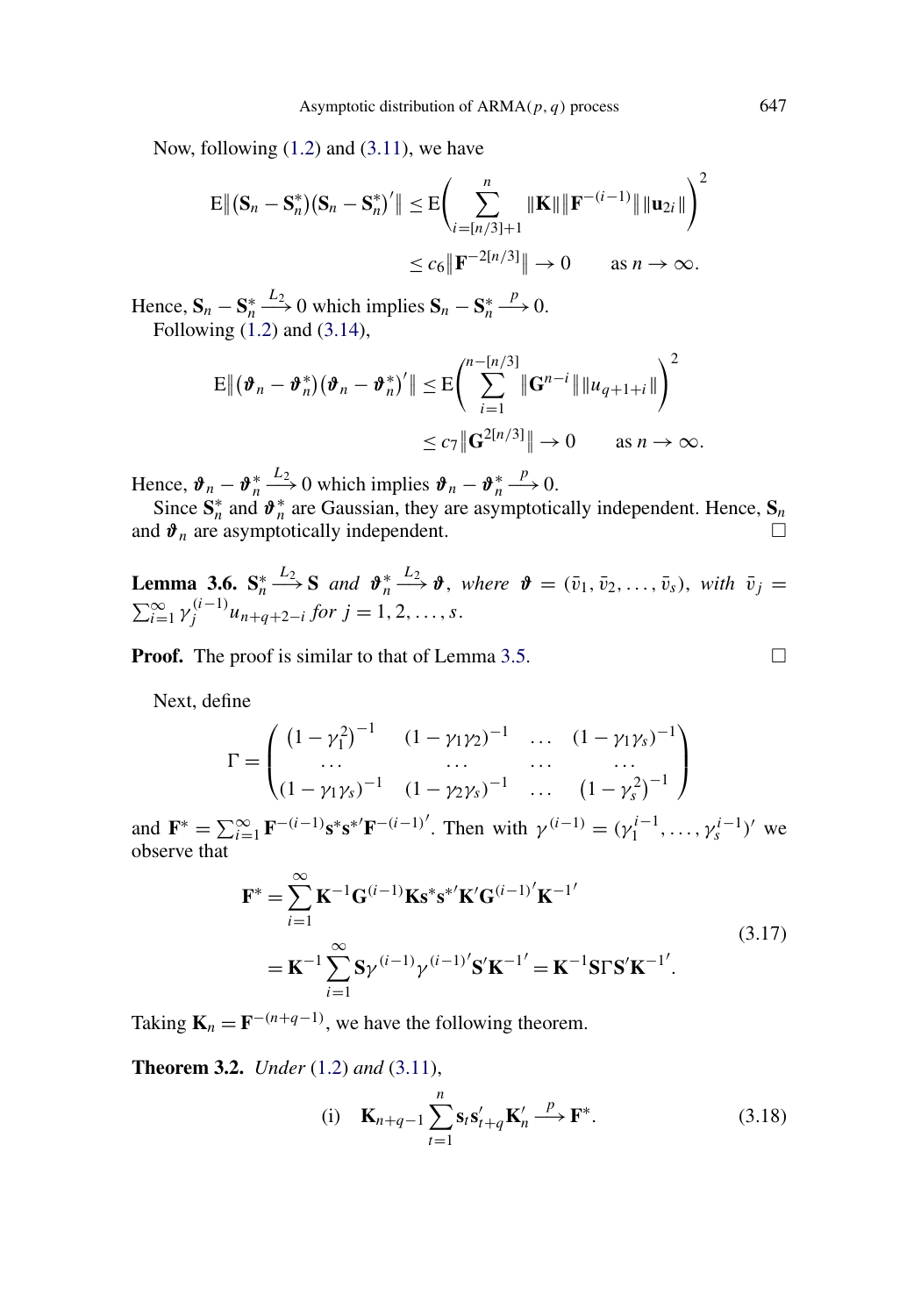Now, following (1.2) and (3.11), we have

$$\mathrm{E}\big\|(\mathbf{S}_n - \mathbf{S}_n^*)(\mathbf{S}_n - \mathbf{S}_n^*)'\big\| \le \mathrm{E}\Bigg(\sum_{i=[n/3]+1}^{n} \|\mathbf{K}\|\big\|\mathbf{F}^{-(i-1)}\big\|\|\mathbf{u}_{2i}\|\Bigg)^2$$

$$\le c_6\big\|\mathbf{F}^{-2[n/3]}\big\| \to 0 \qquad \text{as } n \to \infty.$$

Hence, $\mathbf{S}_n - \mathbf{S}_n^* \xrightarrow{L_2} 0$ which implies $\mathbf{S}_n - \mathbf{S}_n^* \xrightarrow{p} 0$.

Following (1.2) and (3.14),

$$\mathrm{E}\big\|(\boldsymbol{\vartheta}_n - \boldsymbol{\vartheta}_n^*)(\boldsymbol{\vartheta}_n - \boldsymbol{\vartheta}_n^*)'\big\| \le \mathrm{E}\Bigg(\sum_{i=1}^{n-[n/3]} \big\|\mathbf{G}^{n-i}\big\|\|u_{q+1+i}\|\Bigg)^2$$

$$\le c_7\big\|\mathbf{G}^{2[n/3]}\big\| \to 0 \qquad \text{as } n \to \infty.$$

Hence, $\boldsymbol{\vartheta}_n - \boldsymbol{\vartheta}_n^* \xrightarrow{L_2} 0$ which implies $\boldsymbol{\vartheta}_n - \boldsymbol{\vartheta}_n^* \xrightarrow{p} 0$.

Since $\mathbf{S}_n^*$ and $\boldsymbol{\vartheta}_n^*$ are Gaussian, they are asymptotically independent. Hence, $\mathbf{S}_n$ and $\boldsymbol{\vartheta}_n$ are asymptotically independent. □

**Lemma 3.6.** *$\mathbf{S}_n^* \xrightarrow{L_2} \mathbf{S}$ and $\boldsymbol{\vartheta}_n^* \xrightarrow{L_2} \boldsymbol{\vartheta}$, where $\boldsymbol{\vartheta} = (\bar{v}_1, \bar{v}_2, \ldots, \bar{v}_s)$, with $\bar{v}_j = \sum_{i=1}^{\infty} \gamma_j^{(i-1)} u_{n+q+2-i}$ for $j = 1, 2, \ldots, s$.*

**Proof.** The proof is similar to that of Lemma 3.5. □

Next, define

$$\Gamma = \begin{pmatrix} (1-\gamma_1^2)^{-1} & (1-\gamma_1\gamma_2)^{-1} & \ldots & (1-\gamma_1\gamma_s)^{-1} \\ \ldots & \ldots & \ldots & \ldots \\ (1-\gamma_1\gamma_s)^{-1} & (1-\gamma_2\gamma_s)^{-1} & \ldots & (1-\gamma_s^2)^{-1} \end{pmatrix}$$

and $\mathbf{F}^* = \sum_{i=1}^{\infty} \mathbf{F}^{-(i-1)}\mathbf{s}^*\mathbf{s}^{*\prime}\mathbf{F}^{-(i-1)\prime}$. Then with $\gamma^{(i-1)} = (\gamma_1^{i-1}, \ldots, \gamma_s^{i-1})'$ we observe that

$$\begin{aligned}\mathbf{F}^* &= \sum_{i=1}^{\infty} \mathbf{K}^{-1}\mathbf{G}^{(i-1)}\mathbf{K}\mathbf{s}^*\mathbf{s}^{*\prime}\mathbf{K}'\mathbf{G}^{(i-1)\prime}\mathbf{K}^{-1\prime} \\ &= \mathbf{K}^{-1}\sum_{i=1}^{\infty} \mathbf{S}\gamma^{(i-1)}\gamma^{(i-1)\prime}\mathbf{S}'\mathbf{K}^{-1\prime} = \mathbf{K}^{-1}\mathbf{S}\Gamma\mathbf{S}'\mathbf{K}^{-1\prime}.\end{aligned} \tag{3.17}$$

Taking $\mathbf{K}_n = \mathbf{F}^{-(n+q-1)}$, we have the following theorem.

**Theorem 3.2.** *Under (1.2) and (3.11),*

$$\text{(i)} \quad \mathbf{K}_{n+q-1}\sum_{t=1}^{n} \mathbf{s}_t\mathbf{s}_{t+q}'\mathbf{K}_n' \xrightarrow{p} \mathbf{F}^*. \tag{3.18}$$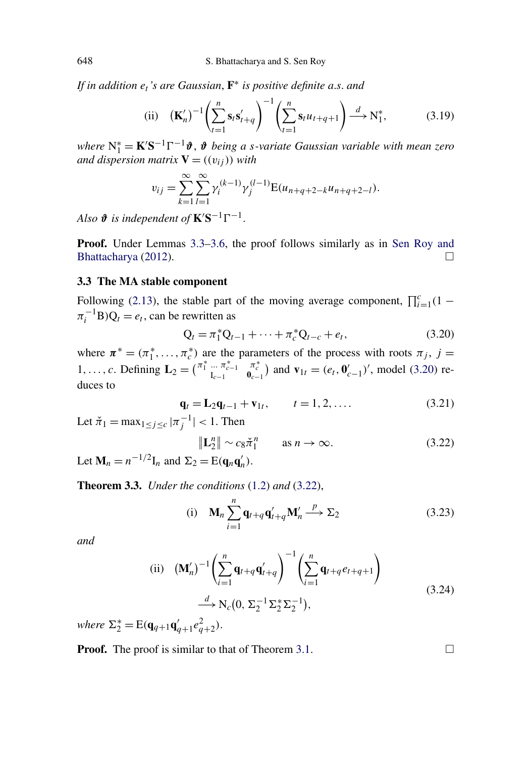*If in addition $e_t$'s are Gaussian*, $\mathbf{F}^*$ *is positive definite a.s. and*

$$\text{(ii)}\quad (\mathbf{K}_n')^{-1}\left(\sum_{t=1}^{n}\mathbf{s}_t\mathbf{s}_{t+q}'\right)^{-1}\left(\sum_{t=1}^{n}\mathbf{s}_t u_{t+q+1}\right)\xrightarrow{d}\mathrm{N}_1^*, \tag{3.19}$$

*where* $\mathrm{N}_1^* = \mathbf{K}'\mathbf{S}^{-1}\Gamma^{-1}\boldsymbol{\vartheta}$, $\boldsymbol{\vartheta}$ *being a s-variate Gaussian variable with mean zero and dispersion matrix* $\mathbf{V} = ((v_{ij}))$ *with*

$$v_{ij} = \sum_{k=1}^{\infty}\sum_{l=1}^{\infty}\gamma_i^{(k-1)}\gamma_j^{(l-1)}\mathrm{E}(u_{n+q+2-k}u_{n+q+2-l}).$$

*Also* $\boldsymbol{\vartheta}$ *is independent of* $\mathbf{K}'\mathbf{S}^{-1}\Gamma^{-1}$.

**Proof.** Under Lemmas 3.3–3.6, the proof follows similarly as in Sen Roy and Bhattacharya (2012). □

### 3.3 The MA stable component

Following (2.13), the stable part of the moving average component, $\prod_{i=1}^{c}(1-\pi_i^{-1}\mathrm{B})\mathrm{Q}_t = e_t$, can be rewritten as

$$\mathrm{Q}_t = \pi_1^*\mathrm{Q}_{t-1} + \cdots + \pi_c^*\mathrm{Q}_{t-c} + e_t, \tag{3.20}$$

where $\boldsymbol{\pi}^* = (\pi_1^*, \ldots, \pi_c^*)$ are the parameters of the process with roots $\pi_j$, $j = 1, \ldots, c$. Defining $\mathbf{L}_2 = \begin{pmatrix} \pi_1^* \ \ldots \ \pi_{c-1}^* & \pi_c^* \\ \mathrm{I}_{c-1} & \mathbf{0}_{c-1} \end{pmatrix}$ and $\mathbf{v}_{1t} = (e_t, \mathbf{0}_{c-1}')'$, model (3.20) reduces to

$$\mathbf{q}_t = \mathbf{L}_2\mathbf{q}_{t-1} + \mathbf{v}_{1t}, \qquad t = 1, 2, \ldots. \tag{3.21}$$

Let $\breve{\pi}_1 = \max_{1\le j\le c}|\pi_j^{-1}| < 1$. Then

$$\|\mathbf{L}_2^n\| \sim c_8\breve{\pi}_1^n \qquad \text{as } n\to\infty. \tag{3.22}$$

Let $\mathbf{M}_n = n^{-1/2}\mathrm{I}_n$ and $\Sigma_2 = \mathrm{E}(\mathbf{q}_n\mathbf{q}_n')$.

**Theorem 3.3.** *Under the conditions* (1.2) *and* (3.22),

$$\text{(i)}\quad \mathbf{M}_n\sum_{i=1}^{n}\mathbf{q}_{t+q}\mathbf{q}_{t+q}'\mathbf{M}_n' \xrightarrow{p} \Sigma_2 \tag{3.23}$$

*and*

$$\text{(ii)}\quad (\mathbf{M}_n')^{-1}\left(\sum_{i=1}^{n}\mathbf{q}_{t+q}\mathbf{q}_{t+q}'\right)^{-1}\left(\sum_{i=1}^{n}\mathbf{q}_{t+q}e_{t+q+1}\right) \xrightarrow{d} \mathrm{N}_c\left(0,\ \Sigma_2^{-1}\Sigma_2^*\Sigma_2^{-1}\right), \tag{3.24}$$

*where* $\Sigma_2^* = \mathrm{E}(\mathbf{q}_{q+1}\mathbf{q}_{q+1}'e_{q+2}^2)$.

**Proof.** The proof is similar to that of Theorem 3.1. □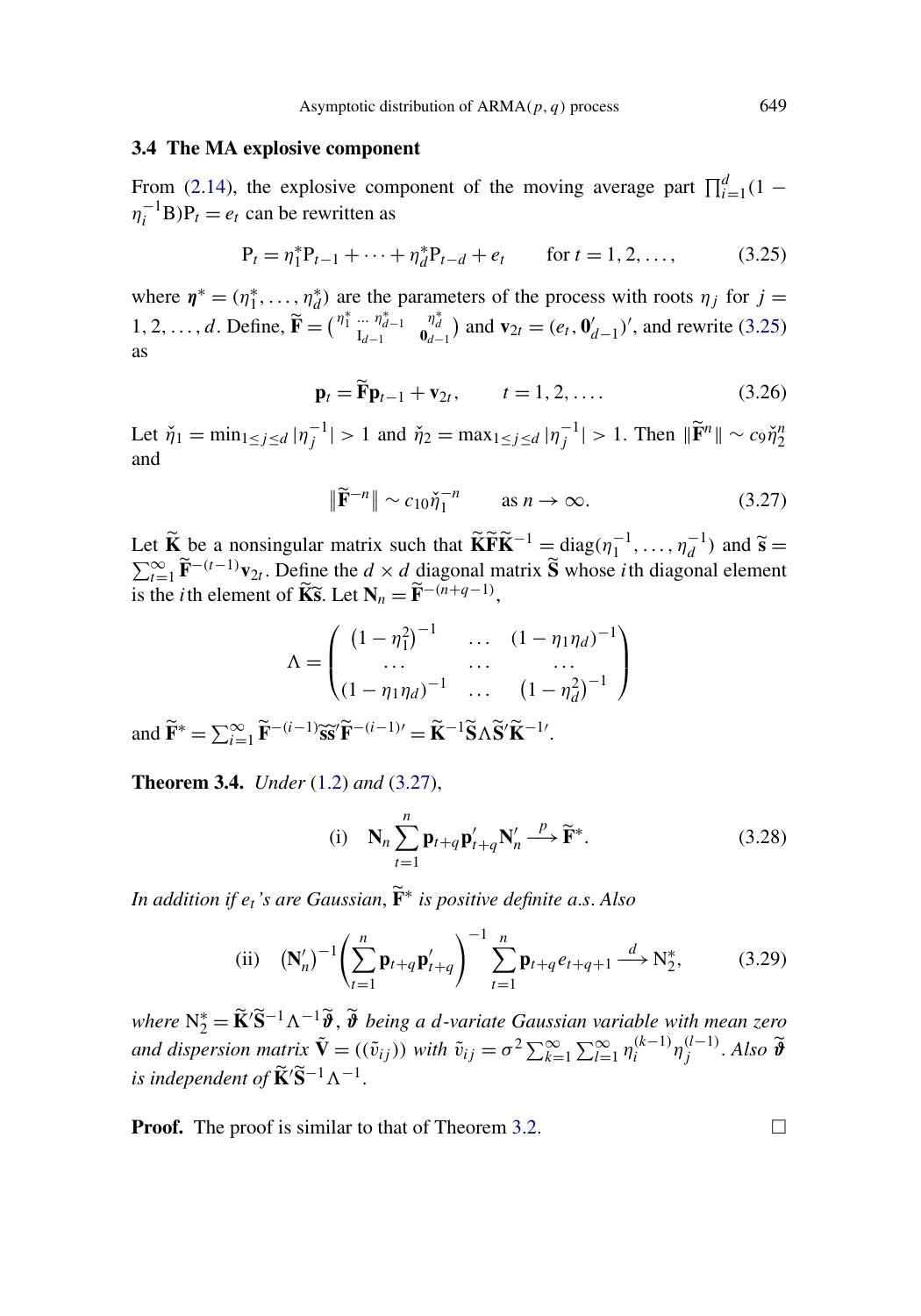### 3.4 The MA explosive component

From (2.14), the explosive component of the moving average part $\prod_{i=1}^{d}(1-\eta_i^{-1}\mathrm{B})\mathrm{P}_t = e_t$ can be rewritten as

$$\mathrm{P}_t = \eta_1^* \mathrm{P}_{t-1} + \cdots + \eta_d^* \mathrm{P}_{t-d} + e_t \qquad \text{for } t = 1, 2, \ldots, \tag{3.25}$$

where $\boldsymbol{\eta}^* = (\eta_1^*, \ldots, \eta_d^*)$ are the parameters of the process with roots $\eta_j$ for $j = 1, 2, \ldots, d$. Define, $\widetilde{\mathbf{F}} = \begin{pmatrix} \eta_1^* \ \ldots \ \eta_{d-1}^* & \eta_d^* \\ \mathbf{I}_{d-1} & \mathbf{0}_{d-1} \end{pmatrix}$ and $\mathbf{v}_{2t} = (e_t, \mathbf{0}_{d-1}')'$, and rewrite (3.25) as

$$\mathbf{p}_t = \widetilde{\mathbf{F}}\mathbf{p}_{t-1} + \mathbf{v}_{2t}, \qquad t = 1, 2, \ldots. \tag{3.26}$$

Let $\check{\eta}_1 = \min_{1\le j\le d} |\eta_j^{-1}| > 1$ and $\check{\eta}_2 = \max_{1\le j\le d} |\eta_j^{-1}| > 1$. Then $\|\widetilde{\mathbf{F}}^n\| \sim c_9 \check{\eta}_2^n$ and

$$\left\|\widetilde{\mathbf{F}}^{-n}\right\| \sim c_{10}\check{\eta}_1^{-n} \qquad \text{as } n \to \infty. \tag{3.27}$$

Let $\widetilde{\mathbf{K}}$ be a nonsingular matrix such that $\widetilde{\mathbf{K}}\widetilde{\mathbf{F}}\widetilde{\mathbf{K}}^{-1} = \operatorname{diag}(\eta_1^{-1}, \ldots, \eta_d^{-1})$ and $\widetilde{\mathbf{s}} = \sum_{t=1}^{\infty} \widetilde{\mathbf{F}}^{-(t-1)}\mathbf{v}_{2t}$. Define the $d \times d$ diagonal matrix $\widetilde{\mathbf{S}}$ whose $i$th diagonal element is the $i$th element of $\widetilde{\mathbf{K}}\widetilde{\mathbf{s}}$. Let $\mathbf{N}_n = \widetilde{\mathbf{F}}^{-(n+q-1)}$,

$$\Lambda = \begin{pmatrix} \left(1-\eta_1^2\right)^{-1} & \ldots & (1-\eta_1\eta_d)^{-1} \\ \ldots & \ldots & \ldots \\ (1-\eta_1\eta_d)^{-1} & \ldots & \left(1-\eta_d^2\right)^{-1} \end{pmatrix}$$

and $\widetilde{\mathbf{F}}^* = \sum_{i=1}^{\infty} \widetilde{\mathbf{F}}^{-(i-1)}\widetilde{\mathbf{s}}\widetilde{\mathbf{s}}'\widetilde{\mathbf{F}}^{-(i-1)'} = \widetilde{\mathbf{K}}^{-1}\widetilde{\mathbf{S}}\Lambda\widetilde{\mathbf{S}}'\widetilde{\mathbf{K}}^{-1'}$.

**Theorem 3.4.** *Under* (1.2) *and* (3.27),

$$\text{(i)} \quad \mathbf{N}_n \sum_{t=1}^{n} \mathbf{p}_{t+q}\mathbf{p}_{t+q}'\mathbf{N}_n' \xrightarrow{p} \widetilde{\mathbf{F}}^*. \tag{3.28}$$

*In addition if $e_t$'s are Gaussian, $\widetilde{\mathbf{F}}^*$ is positive definite a.s. Also*

$$\text{(ii)} \quad \left(\mathbf{N}_n'\right)^{-1}\left(\sum_{t=1}^{n} \mathbf{p}_{t+q}\mathbf{p}_{t+q}'\right)^{-1} \sum_{t=1}^{n} \mathbf{p}_{t+q}e_{t+q+1} \xrightarrow{d} \mathrm{N}_2^*, \tag{3.29}$$

*where $\mathrm{N}_2^* = \widetilde{\mathbf{K}}'\widetilde{\mathbf{S}}^{-1}\Lambda^{-1}\widetilde{\boldsymbol{\vartheta}}$, $\widetilde{\boldsymbol{\vartheta}}$ being a $d$-variate Gaussian variable with mean zero and dispersion matrix $\tilde{\mathbf{V}} = ((\tilde{v}_{ij}))$ with $\tilde{v}_{ij} = \sigma^2 \sum_{k=1}^{\infty}\sum_{l=1}^{\infty} \eta_i^{(k-1)}\eta_j^{(l-1)}$. Also $\widetilde{\boldsymbol{\vartheta}}$ is independent of $\widetilde{\mathbf{K}}'\widetilde{\mathbf{S}}^{-1}\Lambda^{-1}$.*

**Proof.** The proof is similar to that of Theorem 3.2. □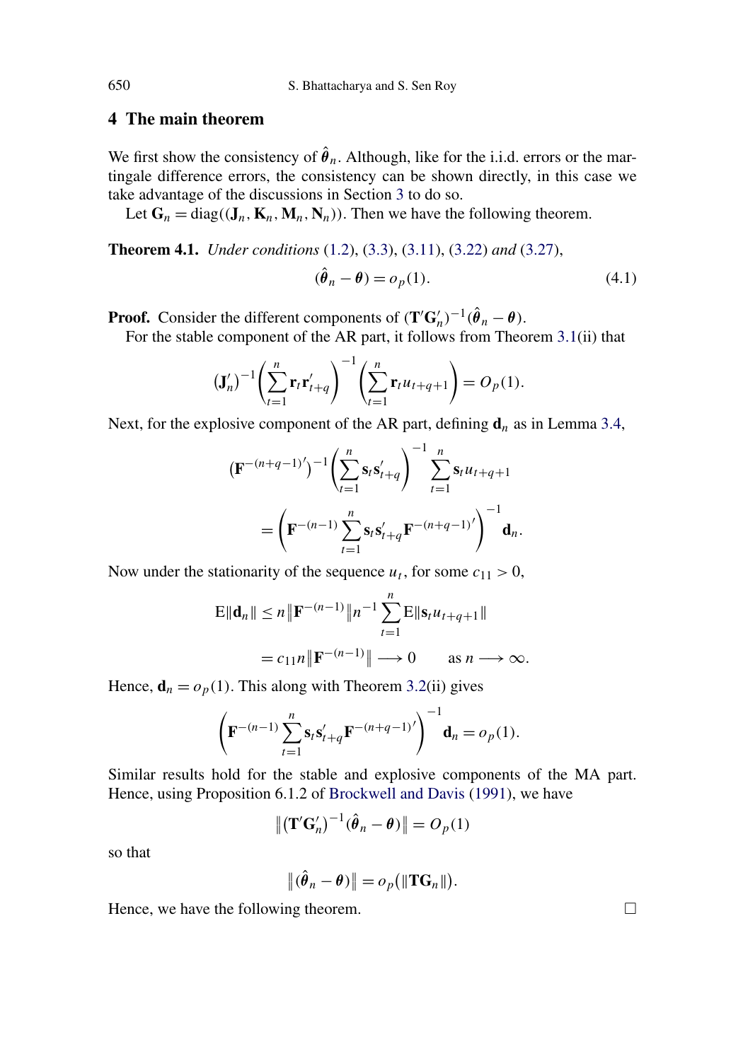## 4 The main theorem

We first show the consistency of $\hat{\boldsymbol{\theta}}_n$. Although, like for the i.i.d. errors or the martingale difference errors, the consistency can be shown directly, in this case we take advantage of the discussions in Section 3 to do so.

Let $\mathbf{G}_n = \text{diag}((\mathbf{J}_n, \mathbf{K}_n, \mathbf{M}_n, \mathbf{N}_n))$. Then we have the following theorem.

**Theorem 4.1.** *Under conditions* (1.2), (3.3), (3.11), (3.22) *and* (3.27),

$$(\hat{\boldsymbol{\theta}}_n - \boldsymbol{\theta}) = o_p(1). \tag{4.1}$$

**Proof.** Consider the different components of $(\mathbf{T}'\mathbf{G}_n')^{-1}(\hat{\boldsymbol{\theta}}_n - \boldsymbol{\theta})$.

For the stable component of the AR part, it follows from Theorem 3.1(ii) that

$$(\mathbf{J}_n')^{-1}\left(\sum_{t=1}^{n} \mathbf{r}_t \mathbf{r}_{t+q}'\right)^{-1}\left(\sum_{t=1}^{n} \mathbf{r}_t u_{t+q+1}\right) = O_p(1).$$

Next, for the explosive component of the AR part, defining $\mathbf{d}_n$ as in Lemma 3.4,

$$\begin{aligned}
\left(\mathbf{F}^{-(n+q-1)'}\right)^{-1}\left(\sum_{t=1}^{n} \mathbf{s}_t \mathbf{s}_{t+q}'\right)^{-1} \sum_{t=1}^{n} \mathbf{s}_t u_{t+q+1} \\
= \left(\mathbf{F}^{-(n-1)} \sum_{t=1}^{n} \mathbf{s}_t \mathbf{s}_{t+q}' \mathbf{F}^{-(n+q-1)'}\right)^{-1} \mathbf{d}_n.
\end{aligned}$$

Now under the stationarity of the sequence $u_t$, for some $c_{11} > 0$,

$$\begin{aligned}
\mathrm{E}\|\mathbf{d}_n\| &\le n\left\|\mathbf{F}^{-(n-1)}\right\| n^{-1} \sum_{t=1}^{n} \mathrm{E}\|\mathbf{s}_t u_{t+q+1}\| \\
&= c_{11} n \left\|\mathbf{F}^{-(n-1)}\right\| \longrightarrow 0 \qquad \text{as } n \longrightarrow \infty.
\end{aligned}$$

Hence, $\mathbf{d}_n = o_p(1)$. This along with Theorem 3.2(ii) gives

$$\left(\mathbf{F}^{-(n-1)} \sum_{t=1}^{n} \mathbf{s}_t \mathbf{s}_{t+q}' \mathbf{F}^{-(n+q-1)'}\right)^{-1} \mathbf{d}_n = o_p(1).$$

Similar results hold for the stable and explosive components of the MA part. Hence, using Proposition 6.1.2 of Brockwell and Davis (1991), we have

$$\left\|(\mathbf{T}'\mathbf{G}_n')^{-1}(\hat{\boldsymbol{\theta}}_n - \boldsymbol{\theta})\right\| = O_p(1)$$

so that

$$\left\|(\hat{\boldsymbol{\theta}}_n - \boldsymbol{\theta})\right\| = o_p\left(\|\mathbf{T}\mathbf{G}_n\|\right).$$

Hence, we have the following theorem. □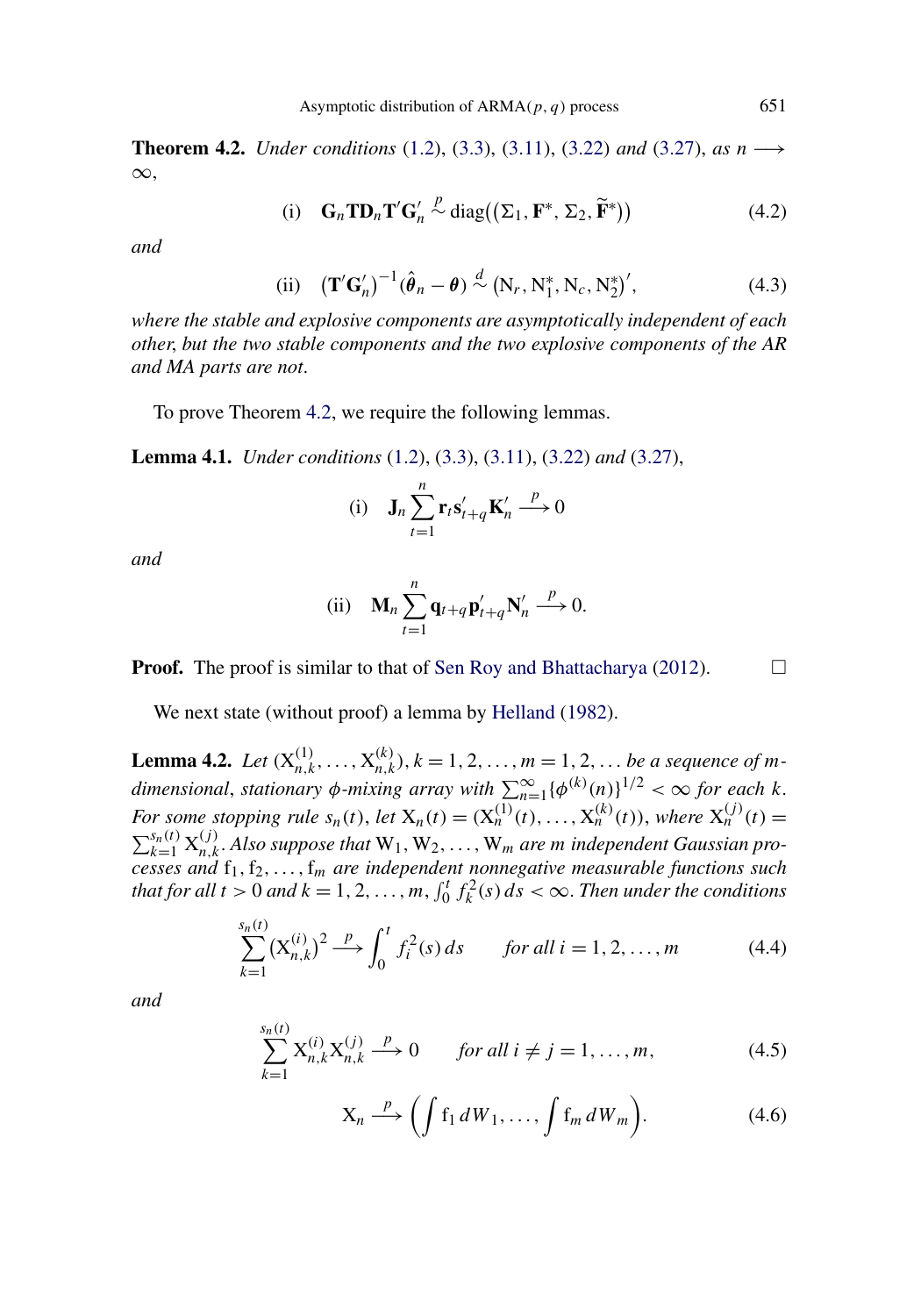**Theorem 4.2.** *Under conditions* (1.2), (3.3), (3.11), (3.22) *and* (3.27), *as* $n \longrightarrow \infty$,

$$\text{(i)} \quad \mathbf{G}_n \mathbf{T} \mathbf{D}_n \mathbf{T}' \mathbf{G}_n' \overset{p}{\sim} \operatorname{diag}\big((\Sigma_1, \mathbf{F}^*, \Sigma_2, \widetilde{\mathbf{F}}^*)\big) \tag{4.2}$$

*and*

$$\text{(ii)} \quad (\mathbf{T}' \mathbf{G}_n')^{-1} (\hat{\boldsymbol{\theta}}_n - \boldsymbol{\theta}) \overset{d}{\sim} \big(\mathrm{N}_r, \mathrm{N}_1^*, \mathrm{N}_c, \mathrm{N}_2^*\big)', \tag{4.3}$$

*where the stable and explosive components are asymptotically independent of each other, but the two stable components and the two explosive components of the AR and MA parts are not.*

To prove Theorem 4.2, we require the following lemmas.

**Lemma 4.1.** *Under conditions* (1.2), (3.3), (3.11), (3.22) *and* (3.27),

$$\text{(i)} \quad \mathbf{J}_n \sum_{t=1}^{n} \mathbf{r}_t \mathbf{s}_{t+q}' \mathbf{K}_n' \overset{p}{\longrightarrow} 0$$

*and*

$$\text{(ii)} \quad \mathbf{M}_n \sum_{t=1}^{n} \mathbf{q}_{t+q} \mathbf{p}_{t+q}' \mathbf{N}_n' \overset{p}{\longrightarrow} 0.$$

**Proof.** The proof is similar to that of Sen Roy and Bhattacharya (2012). □

We next state (without proof) a lemma by Helland (1982).

**Lemma 4.2.** *Let* $(\mathrm{X}_{n,k}^{(1)}, \ldots, \mathrm{X}_{n,k}^{(k)})$, $k = 1, 2, \ldots, m = 1, 2, \ldots$ *be a sequence of* $m$*-dimensional, stationary* $\phi$*-mixing array with* $\sum_{n=1}^{\infty} \{\phi^{(k)}(n)\}^{1/2} < \infty$ *for each* $k$. *For some stopping rule* $s_n(t)$, *let* $\mathrm{X}_n(t) = (\mathrm{X}_n^{(1)}(t), \ldots, \mathrm{X}_n^{(k)}(t))$, *where* $\mathrm{X}_n^{(j)}(t) = \sum_{k=1}^{s_n(t)} \mathrm{X}_{n,k}^{(j)}$. *Also suppose that* $\mathrm{W}_1, \mathrm{W}_2, \ldots, \mathrm{W}_m$ *are* $m$ *independent Gaussian processes and* $\mathrm{f}_1, \mathrm{f}_2, \ldots, \mathrm{f}_m$ *are independent nonnegative measurable functions such that for all* $t > 0$ *and* $k = 1, 2, \ldots, m$, $\int_0^t f_k^2(s)\, ds < \infty$. *Then under the conditions*

$$\sum_{k=1}^{s_n(t)} (\mathrm{X}_{n,k}^{(i)})^2 \overset{p}{\longrightarrow} \int_0^t f_i^2(s)\, ds \qquad \text{for all } i = 1, 2, \ldots, m \tag{4.4}$$

*and*

$$\sum_{k=1}^{s_n(t)} \mathrm{X}_{n,k}^{(i)} \mathrm{X}_{n,k}^{(j)} \overset{p}{\longrightarrow} 0 \qquad \text{for all } i \neq j = 1, \ldots, m, \tag{4.5}$$

$$\mathrm{X}_n \overset{p}{\longrightarrow} \left( \int \mathrm{f}_1 \, dW_1, \ldots, \int \mathrm{f}_m \, dW_m \right). \tag{4.6}$$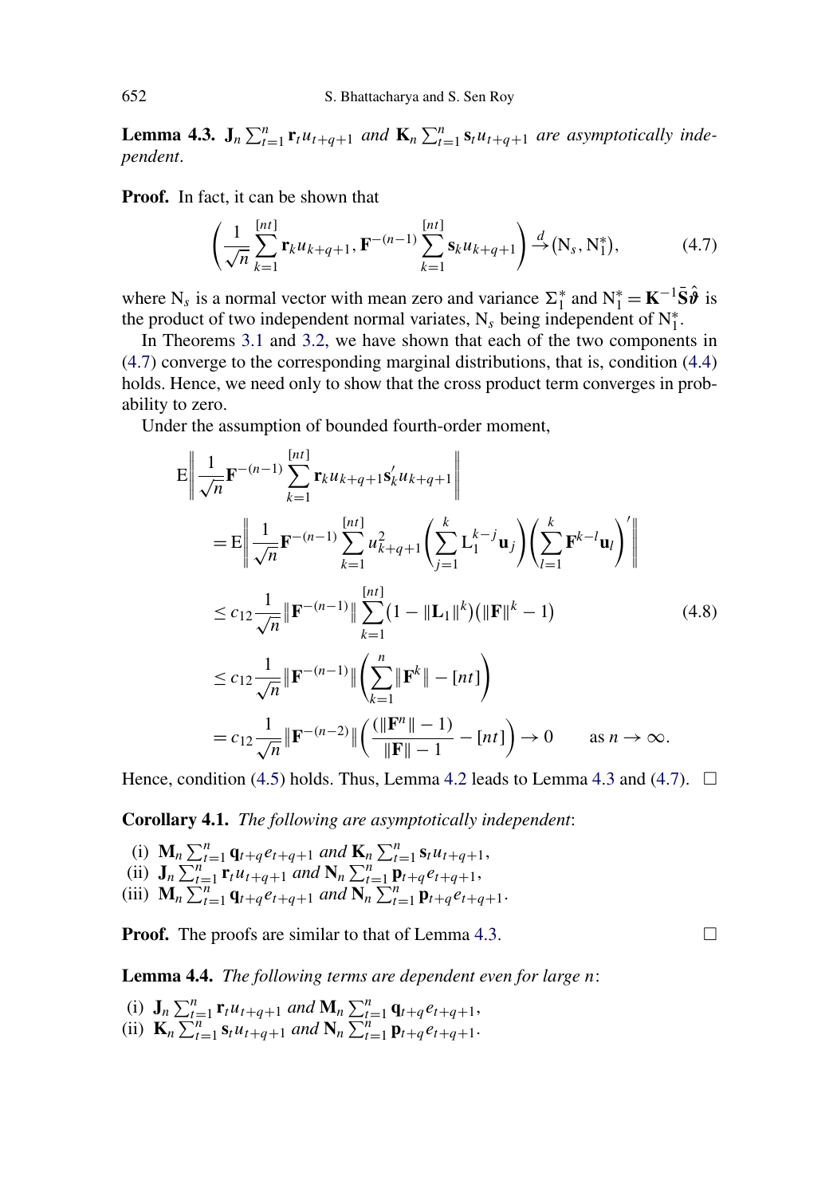**Lemma 4.3.** *$\mathbf{J}_n \sum_{t=1}^n \mathbf{r}_t u_{t+q+1}$ and $\mathbf{K}_n \sum_{t=1}^n \mathbf{s}_t u_{t+q+1}$ are asymptotically independent.*

**Proof.** In fact, it can be shown that

$$\left( \frac{1}{\sqrt{n}} \sum_{k=1}^{[nt]} \mathbf{r}_k u_{k+q+1}, \mathbf{F}^{-(n-1)} \sum_{k=1}^{[nt]} \mathbf{s}_k u_{k+q+1} \right) \xrightarrow{d} (\mathrm{N}_s, \mathrm{N}_1^*), \tag{4.7}$$

where $\mathrm{N}_s$ is a normal vector with mean zero and variance $\Sigma_1^*$ and $\mathrm{N}_1^* = \mathbf{K}^{-1}\bar{\mathbf{S}}\hat{\boldsymbol{\vartheta}}$ is the product of two independent normal variates, $\mathrm{N}_s$ being independent of $\mathrm{N}_1^*$.

In Theorems 3.1 and 3.2, we have shown that each of the two components in (4.7) converge to the corresponding marginal distributions, that is, condition (4.4) holds. Hence, we need only to show that the cross product term converges in probability to zero.

Under the assumption of bounded fourth-order moment,

$$\begin{aligned}
&\mathrm{E}\left\| \frac{1}{\sqrt{n}} \mathbf{F}^{-(n-1)} \sum_{k=1}^{[nt]} \mathbf{r}_k u_{k+q+1} \mathbf{s}_k' u_{k+q+1} \right\| \\
&\quad = \mathrm{E}\left\| \frac{1}{\sqrt{n}} \mathbf{F}^{-(n-1)} \sum_{k=1}^{[nt]} u_{k+q+1}^2 \left( \sum_{j=1}^{k} \mathrm{L}_1^{k-j} \mathbf{u}_j \right) \left( \sum_{l=1}^{k} \mathbf{F}^{k-l} \mathbf{u}_l \right)' \right\| \\
&\quad \le c_{12} \frac{1}{\sqrt{n}} \left\| \mathbf{F}^{-(n-1)} \right\| \sum_{k=1}^{[nt]} \left(1 - \|\mathbf{L}_1\|^k\right) \left( \|\mathbf{F}\|^k - 1 \right) \\
&\quad \le c_{12} \frac{1}{\sqrt{n}} \left\| \mathbf{F}^{-(n-1)} \right\| \left( \sum_{k=1}^{n} \|\mathbf{F}^k\| - [nt] \right) \\
&\quad = c_{12} \frac{1}{\sqrt{n}} \left\| \mathbf{F}^{-(n-2)} \right\| \left( \frac{(\|\mathbf{F}^n\| - 1)}{\|\mathbf{F}\| - 1} - [nt] \right) \to 0 \qquad \text{as } n \to \infty.
\end{aligned} \tag{4.8}$$

Hence, condition (4.5) holds. Thus, Lemma 4.2 leads to Lemma 4.3 and (4.7). $\square$

**Corollary 4.1.** *The following are asymptotically independent*:

- (i) $\mathbf{M}_n \sum_{t=1}^n \mathbf{q}_{t+q} e_{t+q+1}$ *and* $\mathbf{K}_n \sum_{t=1}^n \mathbf{s}_t u_{t+q+1}$,
- (ii) $\mathbf{J}_n \sum_{t=1}^n \mathbf{r}_t u_{t+q+1}$ *and* $\mathbf{N}_n \sum_{t=1}^n \mathbf{p}_{t+q} e_{t+q+1}$,
- (iii) $\mathbf{M}_n \sum_{t=1}^n \mathbf{q}_{t+q} e_{t+q+1}$ *and* $\mathbf{N}_n \sum_{t=1}^n \mathbf{p}_{t+q} e_{t+q+1}$.

**Proof.** The proofs are similar to that of Lemma 4.3. $\square$

**Lemma 4.4.** *The following terms are dependent even for large $n$*:

- (i) $\mathbf{J}_n \sum_{t=1}^n \mathbf{r}_t u_{t+q+1}$ *and* $\mathbf{M}_n \sum_{t=1}^n \mathbf{q}_{t+q} e_{t+q+1}$,
- (ii) $\mathbf{K}_n \sum_{t=1}^n \mathbf{s}_t u_{t+q+1}$ *and* $\mathbf{N}_n \sum_{t=1}^n \mathbf{p}_{t+q} e_{t+q+1}$.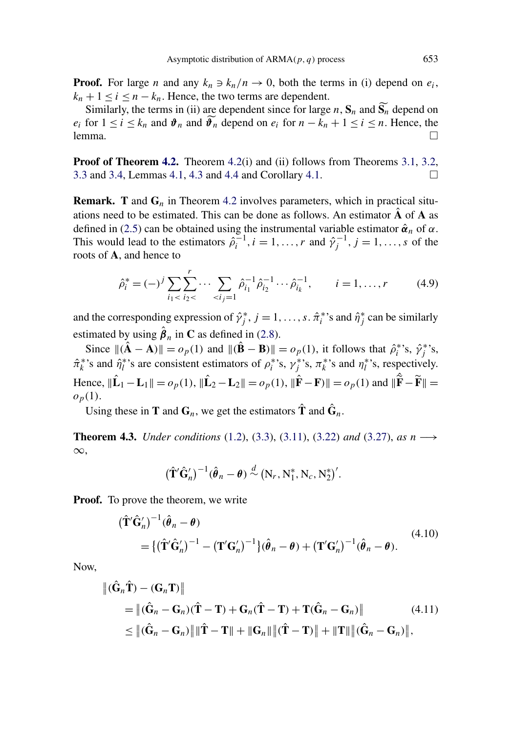**Proof.** For large $n$ and any $k_n \ni k_n/n \to 0$, both the terms in (i) depend on $e_i$, $k_n + 1 \le i \le n - k_n$. Hence, the two terms are dependent.

Similarly, the terms in (ii) are dependent since for large $n$, $\mathbf{S}_n$ and $\widetilde{\mathbf{S}_n}$ depend on $e_i$ for $1 \le i \le k_n$ and $\boldsymbol{\vartheta}_n$ and $\widetilde{\boldsymbol{\vartheta}_n}$ depend on $e_i$ for $n - k_n + 1 \le i \le n$. Hence, the lemma. □

**Proof of Theorem 4.2.** Theorem 4.2(i) and (ii) follows from Theorems 3.1, 3.2, 3.3 and 3.4, Lemmas 4.1, 4.3 and 4.4 and Corollary 4.1. □

**Remark.** $\mathbf{T}$ and $\mathbf{G}_n$ in Theorem 4.2 involves parameters, which in practical situations need to be estimated. This can be done as follows. An estimator $\hat{\mathbf{A}}$ of $\mathbf{A}$ as defined in (2.5) can be obtained using the instrumental variable estimator $\hat{\boldsymbol{\alpha}}_n$ of $\alpha$. This would lead to the estimators $\hat{\rho}_i^{-1}, i = 1, \ldots, r$ and $\hat{\gamma}_j^{-1}, j = 1, \ldots, s$ of the roots of $\mathbf{A}$, and hence to

$$\hat{\rho}_i^* = (-)^j \sum_{i_1<} \sum_{i_2<}^{r} \cdots \sum_{<i_j=1} \hat{\rho}_{i_1}^{-1} \hat{\rho}_{i_2}^{-1} \cdots \hat{\rho}_{i_k}^{-1}, \qquad i = 1, \ldots, r \tag{4.9}$$

and the corresponding expression of $\hat{\gamma}_j^*$, $j = 1, \ldots, s$. $\hat{\pi}_i^*$'s and $\hat{\eta}_j^*$ can be similarly estimated by using $\hat{\boldsymbol{\beta}}_n$ in $\mathbf{C}$ as defined in (2.8).

Since $\|(\hat{\mathbf{A}} - \mathbf{A})\| = o_p(1)$ and $\|(\hat{\mathbf{B}} - \mathbf{B})\| = o_p(1)$, it follows that $\hat{\rho}_i^*$'s, $\hat{\gamma}_j^*$'s, $\hat{\pi}_k^*$'s and $\hat{\eta}_l^*$'s are consistent estimators of $\rho_i^*$'s, $\gamma_j^*$'s, $\pi_k^*$'s and $\eta_l^*$'s, respectively. Hence, $\|\hat{\mathbf{L}}_1 - \mathbf{L}_1\| = o_p(1)$, $\|\hat{\mathbf{L}}_2 - \mathbf{L}_2\| = o_p(1)$, $\|\hat{\mathbf{F}} - \mathbf{F})\| = o_p(1)$ and $\|\hat{\widetilde{\mathbf{F}}} - \widetilde{\mathbf{F}}\| = o_p(1)$.

Using these in $\mathbf{T}$ and $\mathbf{G}_n$, we get the estimators $\hat{\mathbf{T}}$ and $\hat{\mathbf{G}}_n$.

**Theorem 4.3.** *Under conditions* (1.2), (3.3), (3.11), (3.22) *and* (3.27), *as* $n \longrightarrow \infty$,

$$(\hat{\mathbf{T}}'\hat{\mathbf{G}}_n')^{-1}(\hat{\boldsymbol{\theta}}_n - \boldsymbol{\theta}) \overset{d}{\sim} (\mathrm{N}_r, \mathrm{N}_1^*, \mathrm{N}_c, \mathrm{N}_2^*)'.$$

**Proof.** To prove the theorem, we write

$$\begin{aligned}
&(\hat{\mathbf{T}}'\hat{\mathbf{G}}_n')^{-1}(\hat{\boldsymbol{\theta}}_n - \boldsymbol{\theta}) \\
&\quad = \{(\hat{\mathbf{T}}'\hat{\mathbf{G}}_n')^{-1} - (\mathbf{T}'\mathbf{G}_n')^{-1}\}(\hat{\boldsymbol{\theta}}_n - \boldsymbol{\theta}) + (\mathbf{T}'\mathbf{G}_n')^{-1}(\hat{\boldsymbol{\theta}}_n - \boldsymbol{\theta}).
\end{aligned} \tag{4.10}$$

Now,

$$\begin{aligned}
&\|(\hat{\mathbf{G}}_n\hat{\mathbf{T}}) - (\mathbf{G}_n\mathbf{T})\| \\
&\quad = \|(\hat{\mathbf{G}}_n - \mathbf{G}_n)(\hat{\mathbf{T}} - \mathbf{T}) + \mathbf{G}_n(\hat{\mathbf{T}} - \mathbf{T}) + \mathbf{T}(\hat{\mathbf{G}}_n - \mathbf{G}_n)\| \\
&\quad \le \|(\hat{\mathbf{G}}_n - \mathbf{G}_n)\|\|\hat{\mathbf{T}} - \mathbf{T}\| + \|\mathbf{G}_n\|\|(\hat{\mathbf{T}} - \mathbf{T})\| + \|\mathbf{T}\|\|(\hat{\mathbf{G}}_n - \mathbf{G}_n)\|,
\end{aligned} \tag{4.11}$$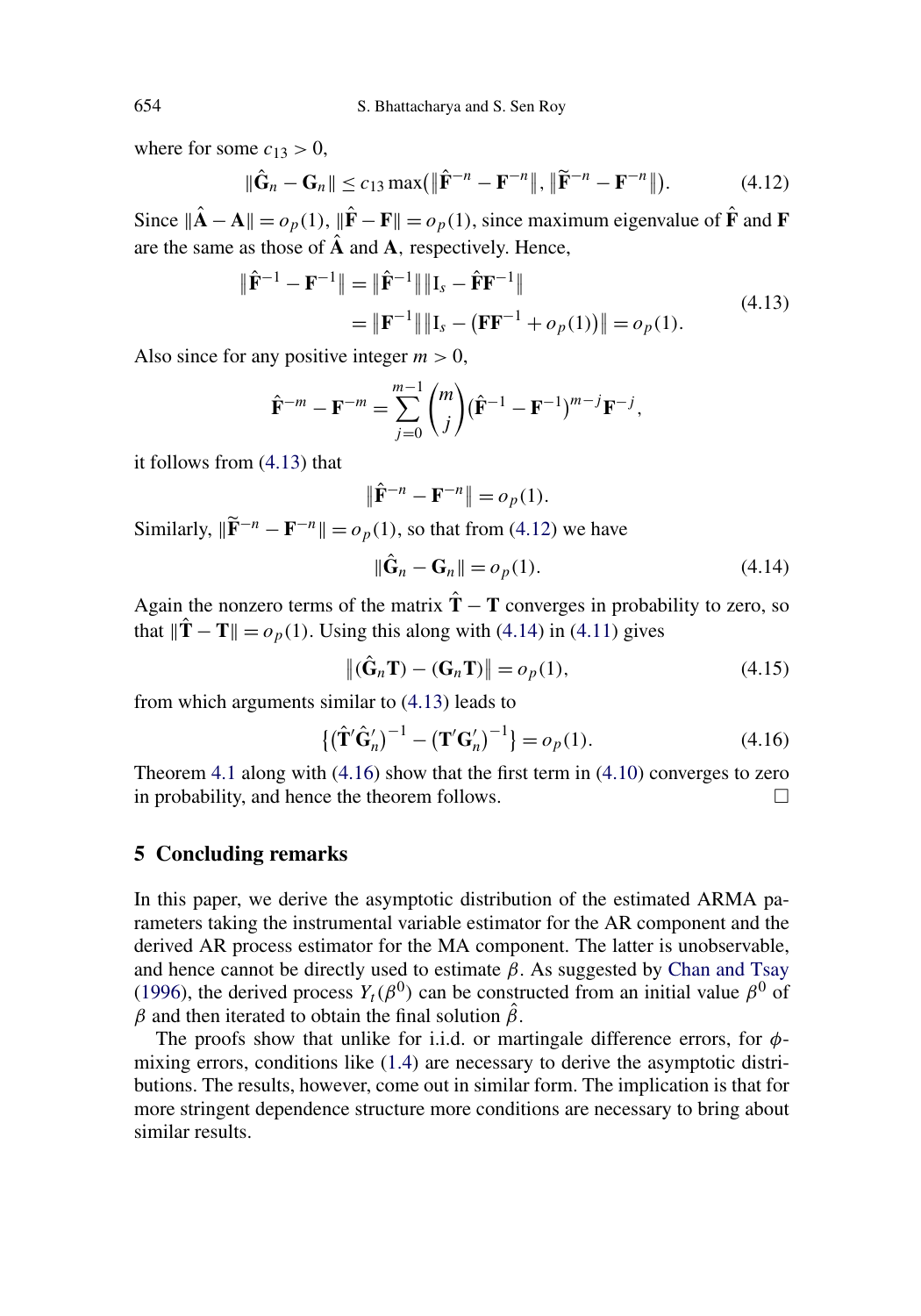where for some $c_{13} > 0$,

$$\|\hat{\mathbf{G}}_n - \mathbf{G}_n\| \le c_{13} \max\left(\|\hat{\mathbf{F}}^{-n} - \mathbf{F}^{-n}\|, \|\widetilde{\mathbf{F}}^{-n} - \mathbf{F}^{-n}\|\right). \tag{4.12}$$

Since $\|\hat{\mathbf{A}} - \mathbf{A}\| = o_p(1)$, $\|\hat{\mathbf{F}} - \mathbf{F}\| = o_p(1)$, since maximum eigenvalue of $\hat{\mathbf{F}}$ and $\mathbf{F}$ are the same as those of $\hat{\mathbf{A}}$ and $\mathbf{A}$, respectively. Hence,

$$\begin{aligned} \|\hat{\mathbf{F}}^{-1} - \mathbf{F}^{-1}\| &= \|\hat{\mathbf{F}}^{-1}\| \|\mathrm{I}_s - \hat{\mathbf{F}}\mathbf{F}^{-1}\| \\ &= \|\mathbf{F}^{-1}\| \|\mathrm{I}_s - (\mathbf{F}\mathbf{F}^{-1} + o_p(1))\| = o_p(1). \end{aligned} \tag{4.13}$$

Also since for any positive integer $m > 0$,

$$\hat{\mathbf{F}}^{-m} - \mathbf{F}^{-m} = \sum_{j=0}^{m-1} \binom{m}{j} (\hat{\mathbf{F}}^{-1} - \mathbf{F}^{-1})^{m-j} \mathbf{F}^{-j},$$

it follows from (4.13) that

$$\|\hat{\mathbf{F}}^{-n} - \mathbf{F}^{-n}\| = o_p(1).$$

Similarly, $\|\widetilde{\mathbf{F}}^{-n} - \mathbf{F}^{-n}\| = o_p(1)$, so that from (4.12) we have

$$\|\hat{\mathbf{G}}_n - \mathbf{G}_n\| = o_p(1). \tag{4.14}$$

Again the nonzero terms of the matrix $\hat{\mathbf{T}} - \mathbf{T}$ converges in probability to zero, so that $\|\hat{\mathbf{T}} - \mathbf{T}\| = o_p(1)$. Using this along with (4.14) in (4.11) gives

$$\|(\hat{\mathbf{G}}_n \mathbf{T}) - (\mathbf{G}_n \mathbf{T})\| = o_p(1), \tag{4.15}$$

from which arguments similar to (4.13) leads to

$$\left\{(\hat{\mathbf{T}}' \hat{\mathbf{G}}_n')^{-1} - (\mathbf{T}' \mathbf{G}_n')^{-1}\right\} = o_p(1). \tag{4.16}$$

Theorem 4.1 along with (4.16) show that the first term in (4.10) converges to zero in probability, and hence the theorem follows. □

## 5 Concluding remarks

In this paper, we derive the asymptotic distribution of the estimated ARMA parameters taking the instrumental variable estimator for the AR component and the derived AR process estimator for the MA component. The latter is unobservable, and hence cannot be directly used to estimate $\beta$. As suggested by Chan and Tsay (1996), the derived process $Y_t(\beta^0)$ can be constructed from an initial value $\beta^0$ of $\beta$ and then iterated to obtain the final solution $\hat{\beta}$.

The proofs show that unlike for i.i.d. or martingale difference errors, for $\phi$-mixing errors, conditions like (1.4) are necessary to derive the asymptotic distributions. The results, however, come out in similar form. The implication is that for more stringent dependence structure more conditions are necessary to bring about similar results.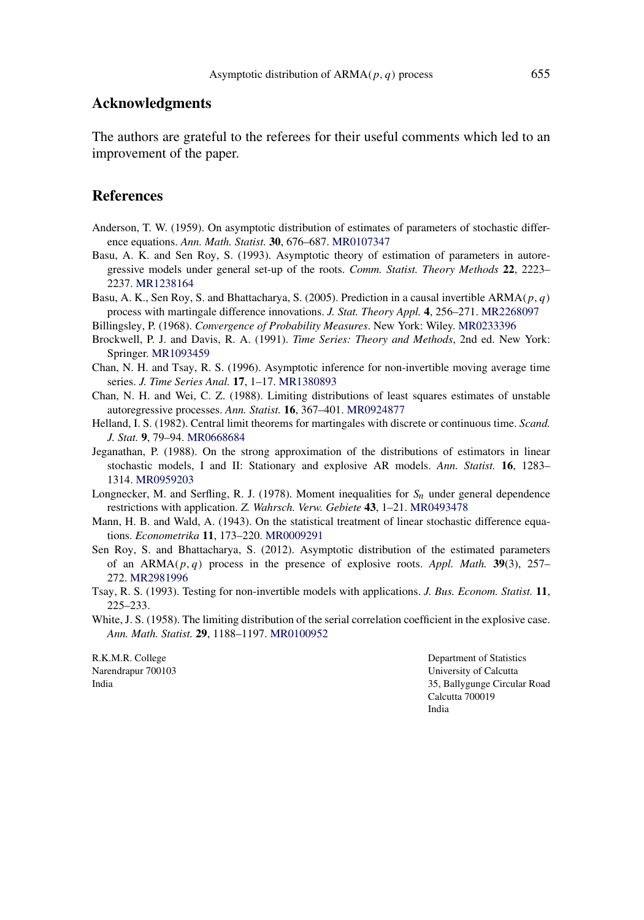## Acknowledgments

The authors are grateful to the referees for their useful comments which led to an improvement of the paper.

## References

Anderson, T. W. (1959). On asymptotic distribution of estimates of parameters of stochastic difference equations. *Ann. Math. Statist.* **30**, 676–687. MR0107347

Basu, A. K. and Sen Roy, S. (1993). Asymptotic theory of estimation of parameters in autoregressive models under general set-up of the roots. *Comm. Statist. Theory Methods* **22**, 2223–2237. MR1238164

Basu, A. K., Sen Roy, S. and Bhattacharya, S. (2005). Prediction in a causal invertible ARMA$(p, q)$ process with martingale difference innovations. *J. Stat. Theory Appl.* **4**, 256–271. MR2268097

Billingsley, P. (1968). *Convergence of Probability Measures*. New York: Wiley. MR0233396

Brockwell, P. J. and Davis, R. A. (1991). *Time Series: Theory and Methods*, 2nd ed. New York: Springer. MR1093459

Chan, N. H. and Tsay, R. S. (1996). Asymptotic inference for non-invertible moving average time series. *J. Time Series Anal.* **17**, 1–17. MR1380893

Chan, N. H. and Wei, C. Z. (1988). Limiting distributions of least squares estimates of unstable autoregressive processes. *Ann. Statist.* **16**, 367–401. MR0924877

Helland, I. S. (1982). Central limit theorems for martingales with discrete or continuous time. *Scand. J. Stat.* **9**, 79–94. MR0668684

Jeganathan, P. (1988). On the strong approximation of the distributions of estimators in linear stochastic models, I and II: Stationary and explosive AR models. *Ann. Statist.* **16**, 1283–1314. MR0959203

Longnecker, M. and Serfling, R. J. (1978). Moment inequalities for $S_n$ under general dependence restrictions with application. *Z. Wahrsch. Verw. Gebiete* **43**, 1–21. MR0493478

Mann, H. B. and Wald, A. (1943). On the statistical treatment of linear stochastic difference equations. *Econometrika* **11**, 173–220. MR0009291

Sen Roy, S. and Bhattacharya, S. (2012). Asymptotic distribution of the estimated parameters of an ARMA$(p, q)$ process in the presence of explosive roots. *Appl. Math.* **39**(3), 257–272. MR2981996

Tsay, R. S. (1993). Testing for non-invertible models with applications. *J. Bus. Econom. Statist.* **11**, 225–233.

White, J. S. (1958). The limiting distribution of the serial correlation coefficient in the explosive case. *Ann. Math. Statist.* **29**, 1188–1197. MR0100952

R.K.M.R. College
Narendrapur 700103
India

Department of Statistics
University of Calcutta
35, Ballygunge Circular Road
Calcutta 700019
India